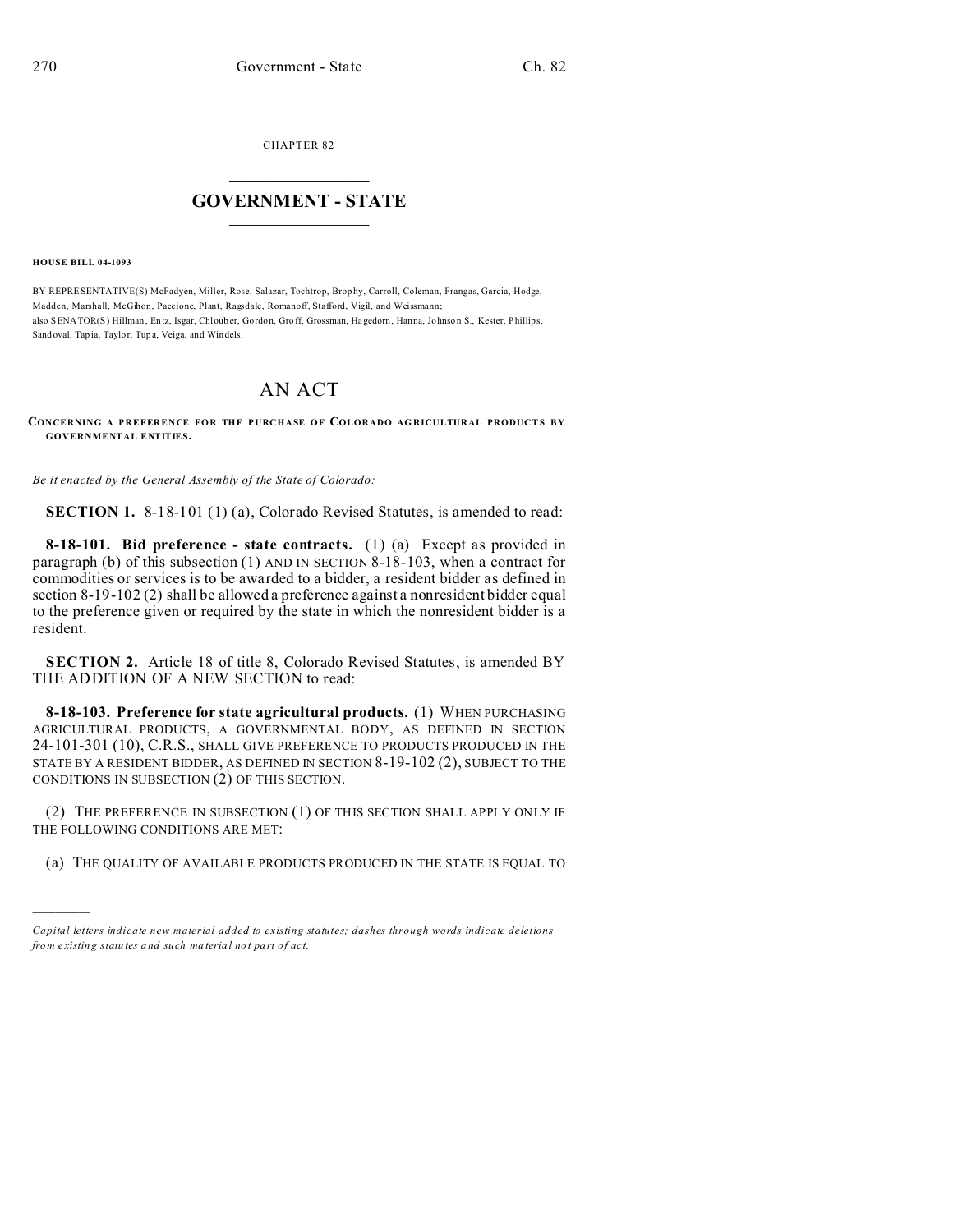CHAPTER 82

# GOVERNMENT - STATE

**HOUSE BILL 04-1093**

BY REPRESENTATIVE(S) McFadyen, Miller, Rose, Salazar, Tochtrop, Brophy, Carroll, Coleman, Frangas, Garcia, Hodge, Madden, Marshall, McGihon, Paccione, Plant, Ragsdale, Romanoff, Stafford, Vigil, and Weissmann;
also SENATOR(S) Hillman, Entz, Isgar, Chlouber, Gordon, Groff, Grossman, Hagedorn, Hanna, Johnson S., Kester, Phillips, Sandoval, Tapia, Taylor, Tupa, Veiga, and Windels.

# AN ACT

**CONCERNING A PREFERENCE FOR THE PURCHASE OF COLORADO AGRICULTURAL PRODUCTS BY GOVERNMENTAL ENTITIES.**

*Be it enacted by the General Assembly of the State of Colorado:*

**SECTION 1.** 8-18-101 (1) (a), Colorado Revised Statutes, is amended to read:

**8-18-101. Bid preference - state contracts.** (1) (a) Except as provided in paragraph (b) of this subsection (1) AND IN SECTION 8-18-103, when a contract for commodities or services is to be awarded to a bidder, a resident bidder as defined in section 8-19-102 (2) shall be allowed a preference against a nonresident bidder equal to the preference given or required by the state in which the nonresident bidder is a resident.

**SECTION 2.** Article 18 of title 8, Colorado Revised Statutes, is amended BY THE ADDITION OF A NEW SECTION to read:

**8-18-103. Preference for state agricultural products.** (1) WHEN PURCHASING AGRICULTURAL PRODUCTS, A GOVERNMENTAL BODY, AS DEFINED IN SECTION 24-101-301 (10), C.R.S., SHALL GIVE PREFERENCE TO PRODUCTS PRODUCED IN THE STATE BY A RESIDENT BIDDER, AS DEFINED IN SECTION 8-19-102 (2), SUBJECT TO THE CONDITIONS IN SUBSECTION (2) OF THIS SECTION.

(2) THE PREFERENCE IN SUBSECTION (1) OF THIS SECTION SHALL APPLY ONLY IF THE FOLLOWING CONDITIONS ARE MET:

(a) THE QUALITY OF AVAILABLE PRODUCTS PRODUCED IN THE STATE IS EQUAL TO

*Capital letters indicate new material added to existing statutes; dashes through words indicate deletions from existing statutes and such material not part of act.*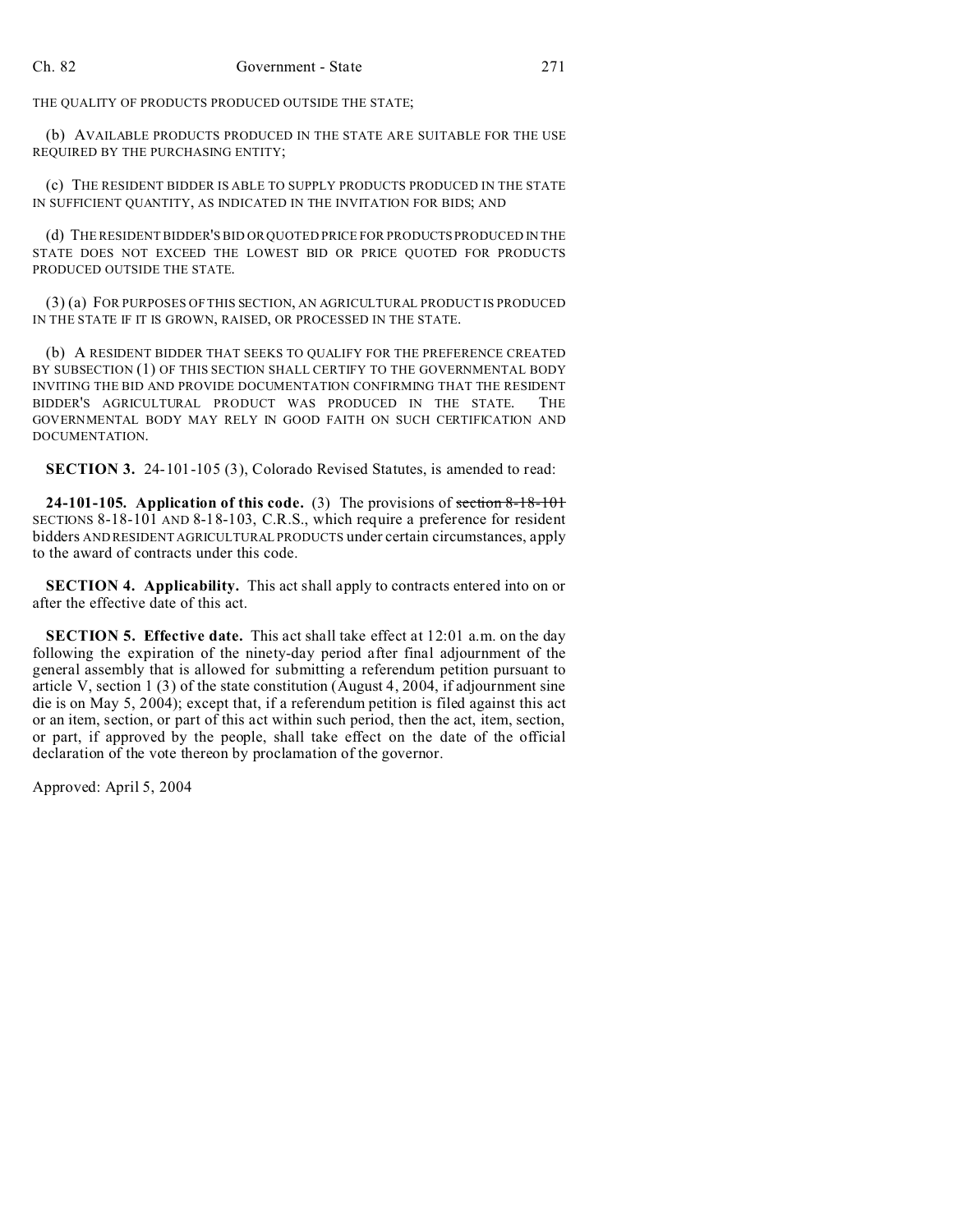THE QUALITY OF PRODUCTS PRODUCED OUTSIDE THE STATE;

(b) AVAILABLE PRODUCTS PRODUCED IN THE STATE ARE SUITABLE FOR THE USE REQUIRED BY THE PURCHASING ENTITY;

(c) THE RESIDENT BIDDER IS ABLE TO SUPPLY PRODUCTS PRODUCED IN THE STATE IN SUFFICIENT QUANTITY, AS INDICATED IN THE INVITATION FOR BIDS; AND

(d) THE RESIDENT BIDDER'S BID OR QUOTED PRICE FOR PRODUCTS PRODUCED IN THE STATE DOES NOT EXCEED THE LOWEST BID OR PRICE QUOTED FOR PRODUCTS PRODUCED OUTSIDE THE STATE.

(3) (a) FOR PURPOSES OF THIS SECTION, AN AGRICULTURAL PRODUCT IS PRODUCED IN THE STATE IF IT IS GROWN, RAISED, OR PROCESSED IN THE STATE.

(b) A RESIDENT BIDDER THAT SEEKS TO QUALIFY FOR THE PREFERENCE CREATED BY SUBSECTION (1) OF THIS SECTION SHALL CERTIFY TO THE GOVERNMENTAL BODY INVITING THE BID AND PROVIDE DOCUMENTATION CONFIRMING THAT THE RESIDENT BIDDER'S AGRICULTURAL PRODUCT WAS PRODUCED IN THE STATE. THE GOVERNMENTAL BODY MAY RELY IN GOOD FAITH ON SUCH CERTIFICATION AND DOCUMENTATION.

**SECTION 3.** 24-101-105 (3), Colorado Revised Statutes, is amended to read:

**24-101-105. Application of this code.** (3) The provisions of ~~section 8-18-101~~ SECTIONS 8-18-101 AND 8-18-103, C.R.S., which require a preference for resident bidders AND RESIDENT AGRICULTURAL PRODUCTS under certain circumstances, apply to the award of contracts under this code.

**SECTION 4. Applicability.** This act shall apply to contracts entered into on or after the effective date of this act.

**SECTION 5. Effective date.** This act shall take effect at 12:01 a.m. on the day following the expiration of the ninety-day period after final adjournment of the general assembly that is allowed for submitting a referendum petition pursuant to article V, section 1 (3) of the state constitution (August 4, 2004, if adjournment sine die is on May 5, 2004); except that, if a referendum petition is filed against this act or an item, section, or part of this act within such period, then the act, item, section, or part, if approved by the people, shall take effect on the date of the official declaration of the vote thereon by proclamation of the governor.

Approved: April 5, 2004